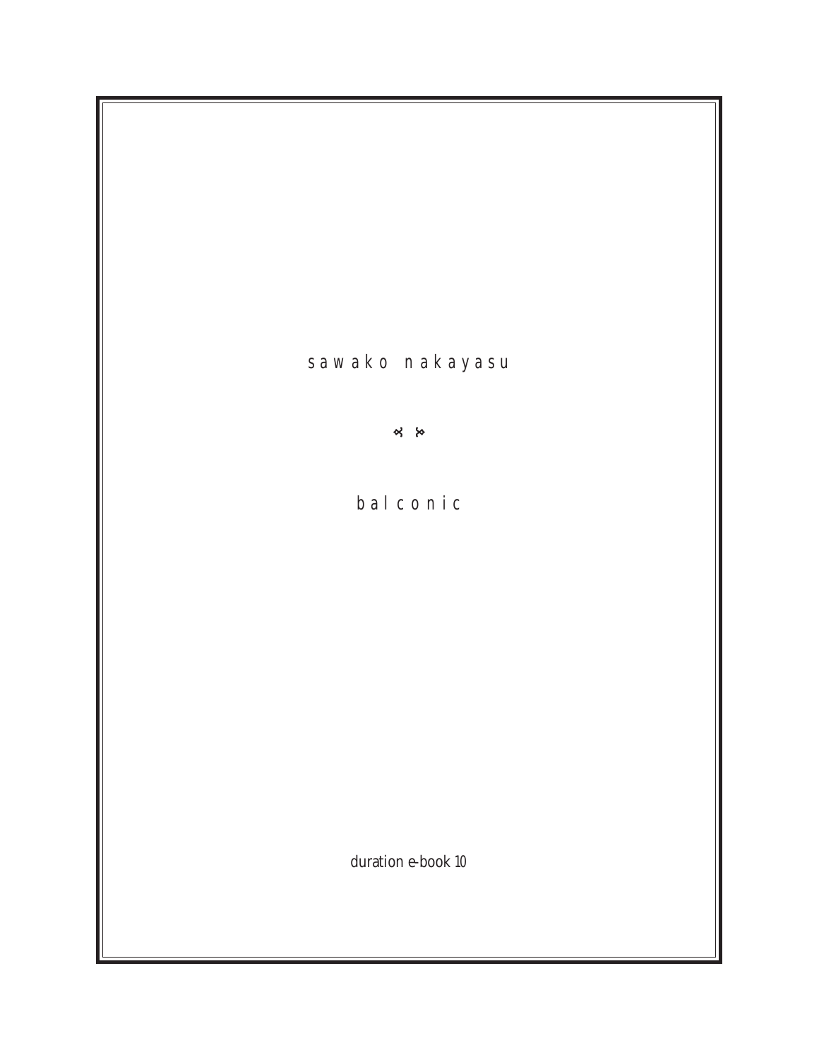s a w a k o   n a k a y a s u

❧ ☙

# b a l c o n i c

duration e-book 10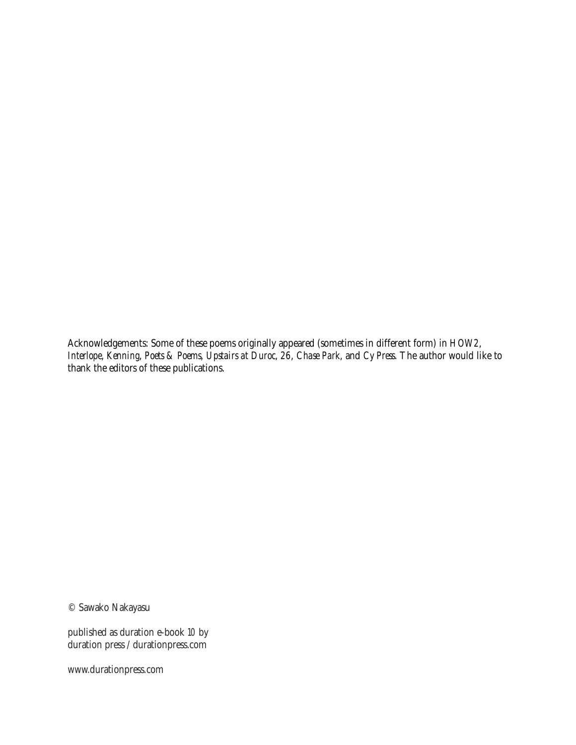Acknowledgements: Some of these poems originally appeared (sometimes in different form) in *HOW2*, *Interlope*, *Kenning*, *Poets & Poems*, *Upstairs at Duroc*, *26*, *Chase Park*, and *Cy Press*. The author would like to thank the editors of these publications.

© Sawako Nakayasu

published as duration e-book 10 by
duration press / durationpress.com

www.durationpress.com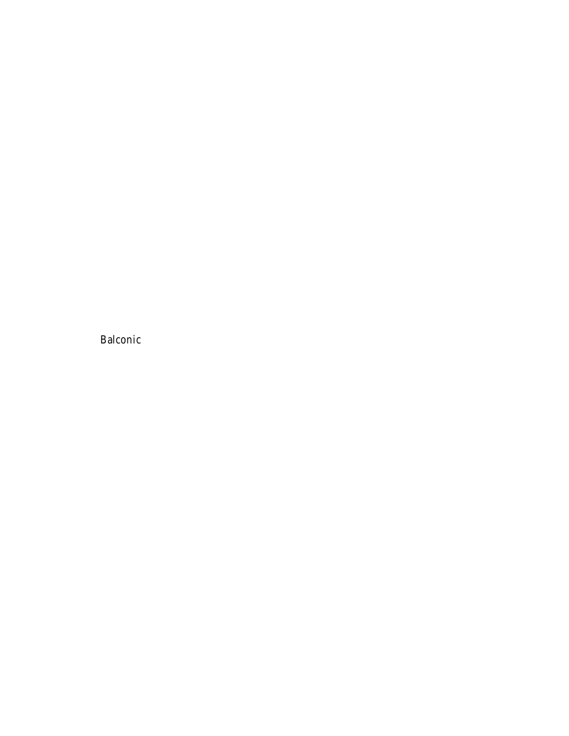Balconic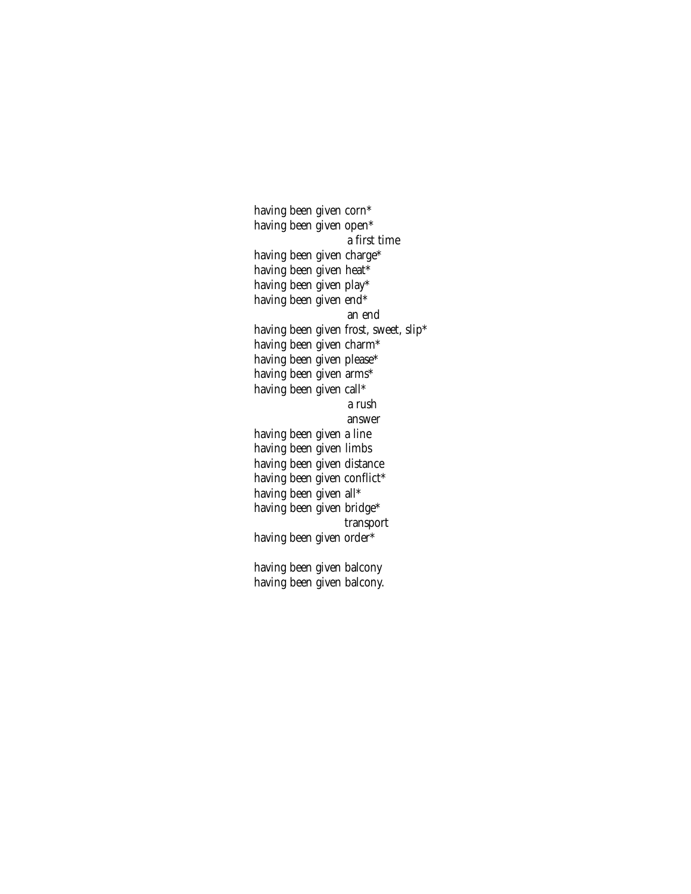having been given corn*  
having been given open*  
                        a first time  
having been given charge*  
having been given heat*  
having been given play*  
having been given end*  
                        an end  
having been given frost, sweet, slip*  
having been given charm*  
having been given please*  
having been given arms*  
having been given call*  
                        a rush  
                        answer  
having been given a line  
having been given limbs  
having been given distance  
having been given conflict*  
having been given all*  
having been given bridge*  
                        transport  
having been given order*

having been given balcony  
having been given balcony.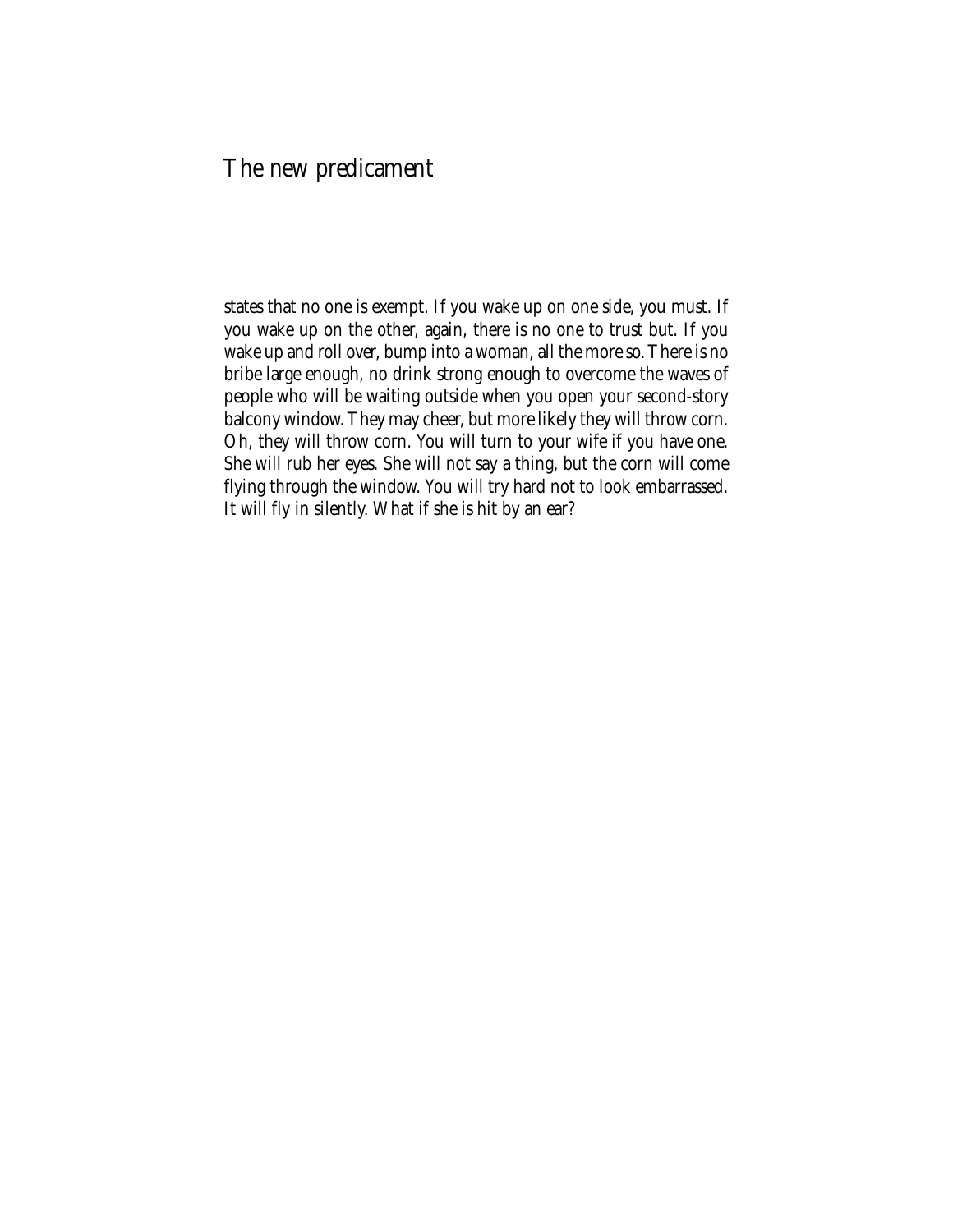# The new predicament

states that no one is exempt. If you wake up on one side, you must. If you wake up on the other, again, there is no one to trust but. If you wake up and roll over, bump into a woman, all the more so. There is no bribe large enough, no drink strong enough to overcome the waves of people who will be waiting outside when you open your second-story balcony window. They may cheer, but more likely they will throw corn. Oh, they will throw corn. You will turn to your wife if you have one. She will rub her eyes. She will not say a thing, but the corn will come flying through the window. You will try hard not to look embarrassed. It will fly in silently. What if she is hit by an ear?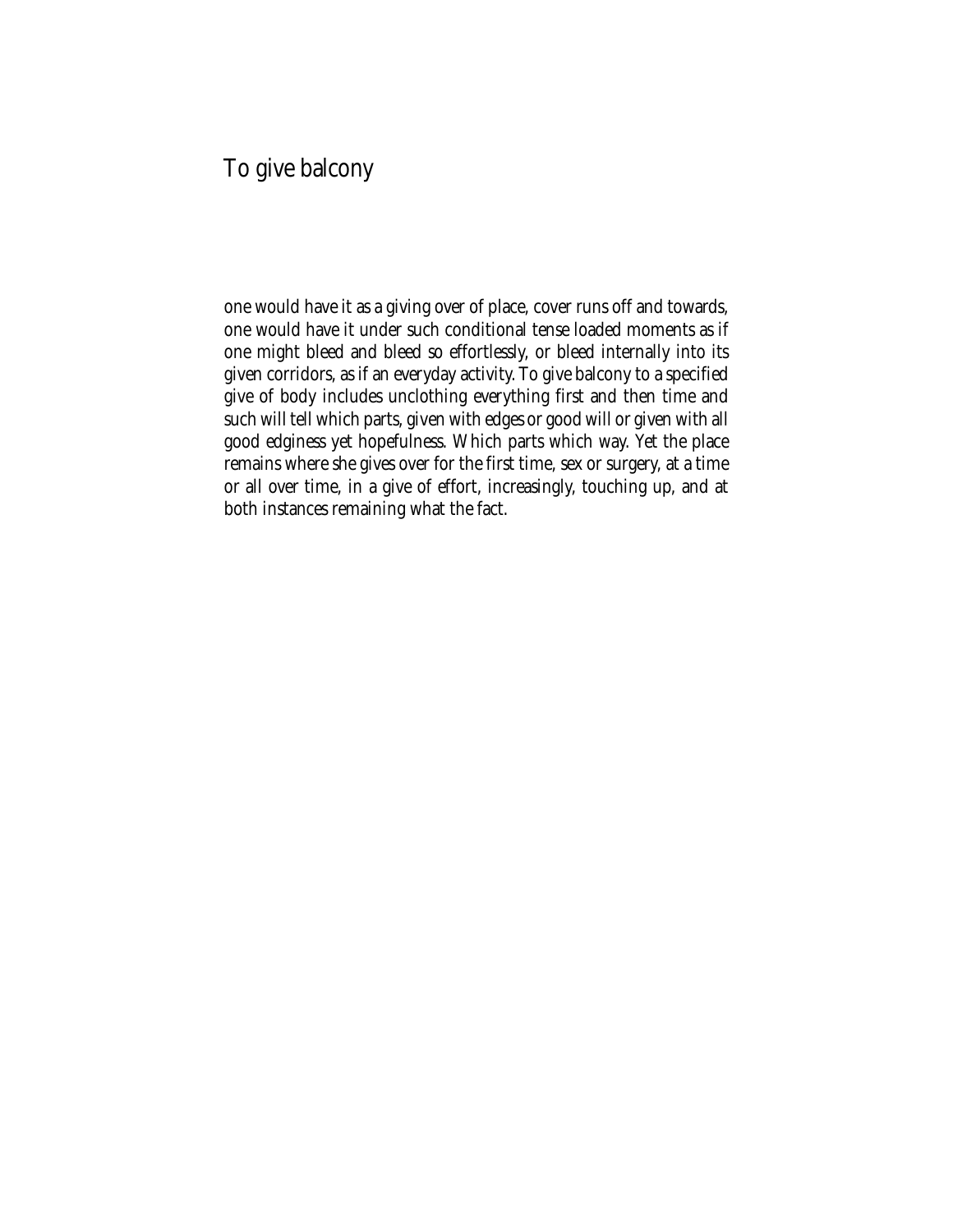# To give balcony

one would have it as a giving over of place, cover runs off and towards, one would have it under such conditional tense loaded moments as if one might bleed and bleed so effortlessly, or bleed internally into its given corridors, as if an everyday activity. To give balcony to a specified give of body includes unclothing everything first and then time and such will tell which parts, given with edges or good will or given with all good edginess yet hopefulness. Which parts which way. Yet the place remains where she gives over for the first time, sex or surgery, at a time or all over time, in a give of effort, increasingly, touching up, and at both instances remaining what the fact.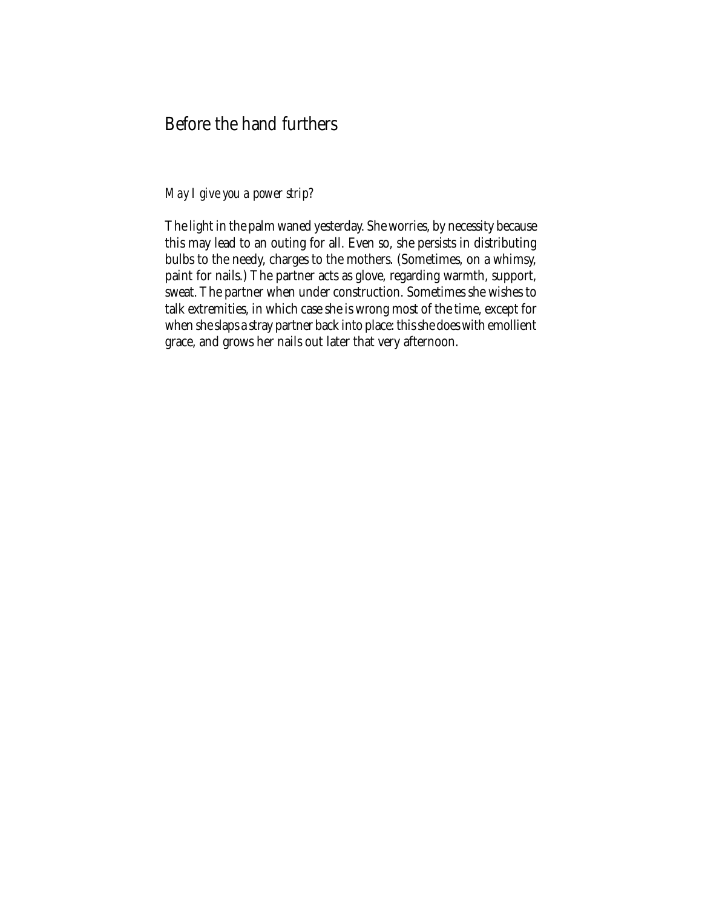## Before the hand furthers

*May I give you a power strip?*

The light in the palm waned yesterday. She worries, by necessity because this may lead to an outing for all. Even so, she persists in distributing bulbs to the needy, charges to the mothers. (Sometimes, on a whimsy, paint for nails.) The partner acts as glove, regarding warmth, support, sweat. The partner when under construction. Sometimes she wishes to talk extremities, in which case she is wrong most of the time, except for when she slaps a stray partner back into place: this she does with emollient grace, and grows her nails out later that very afternoon.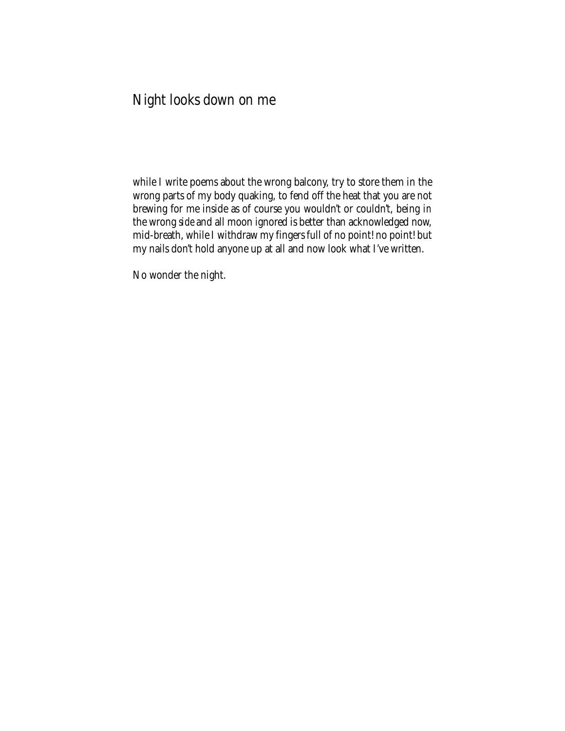# Night looks down on me

while I write poems about the wrong balcony, try to store them in the wrong parts of my body quaking, to fend off the heat that you are not brewing for me inside as of course you wouldn't or couldn't, being in the wrong side and all moon ignored is better than acknowledged now, mid-breath, while I withdraw my fingers full of no point! no point! but my nails don't hold anyone up at all and now look what I've written.

No wonder the night.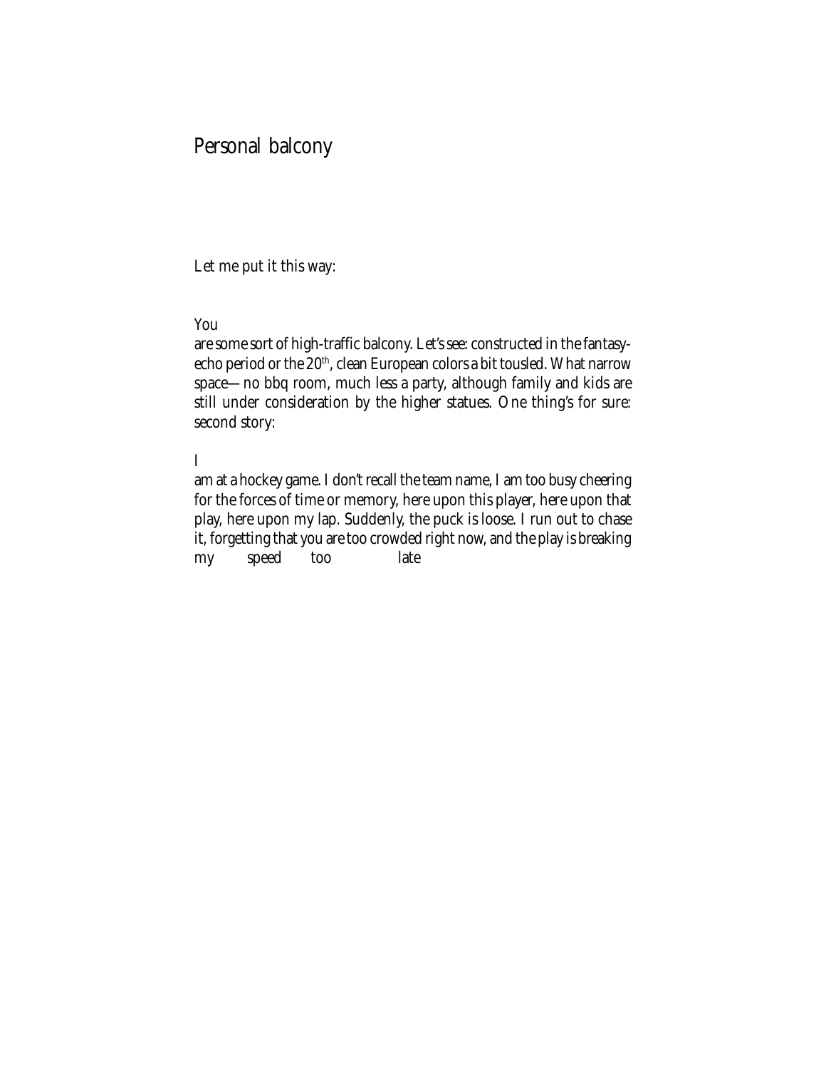# Personal balcony

Let me put it this way:

You
are some sort of high-traffic balcony. Let's see: constructed in the fantasy-echo period or the 20th, clean European colors a bit tousled. What narrow space—no bbq room, much less a party, although family and kids are still under consideration by the higher statues. One thing's for sure: second story:

I
am at a hockey game. I don't recall the team name, I am too busy cheering for the forces of time or memory, here upon this player, here upon that play, here upon my lap. Suddenly, the puck is loose. I run out to chase it, forgetting that you are too crowded right now, and the play is breaking my speed too late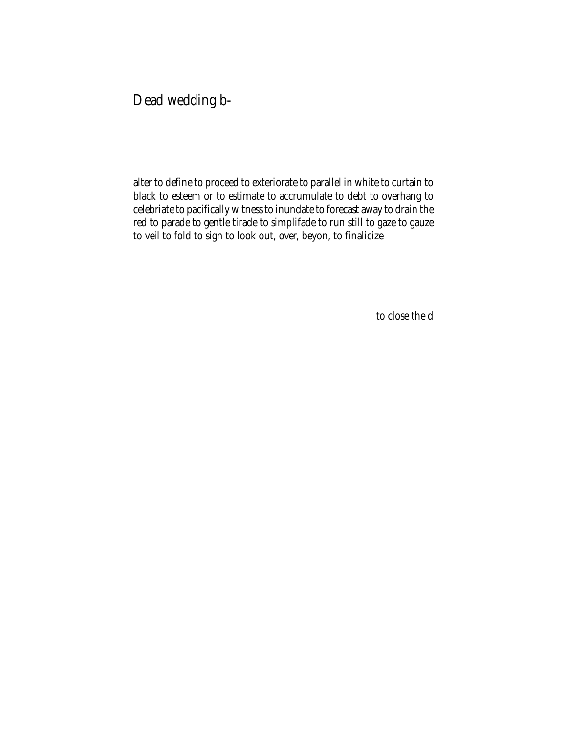# Dead wedding b-

alter to define to proceed to exteriorate to parallel in white to curtain to black to esteem or to estimate to accrumulate to debt to overhang to celebriate to pacifically witness to inundate to forecast away to drain the red to parade to gentle tirade to simplifade to run still to gaze to gauze to veil to fold to sign to look out, over, beyon, to finalicize

to close the d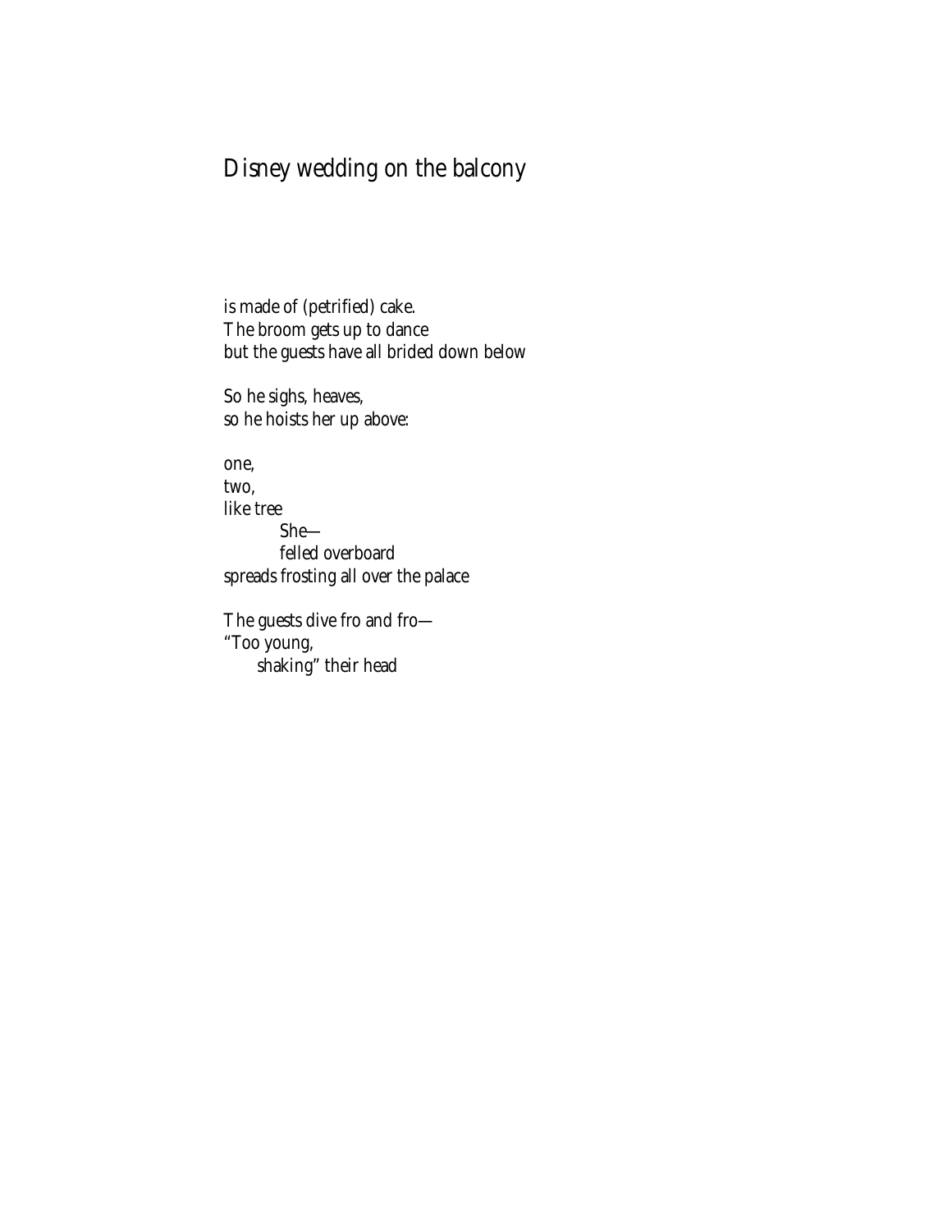# Disney wedding on the balcony

is made of (petrified) cake.
The broom gets up to dance
but the guests have all brided down below

So he sighs, heaves,
so he hoists her up above:

one,
two,
like tree
&nbsp;&nbsp;&nbsp;&nbsp;&nbsp;&nbsp;&nbsp;&nbsp;She—
&nbsp;&nbsp;&nbsp;&nbsp;&nbsp;&nbsp;&nbsp;&nbsp;felled overboard
spreads frosting all over the palace

The guests dive fro and fro—
"Too young,
&nbsp;&nbsp;&nbsp;&nbsp;&nbsp;shaking" their head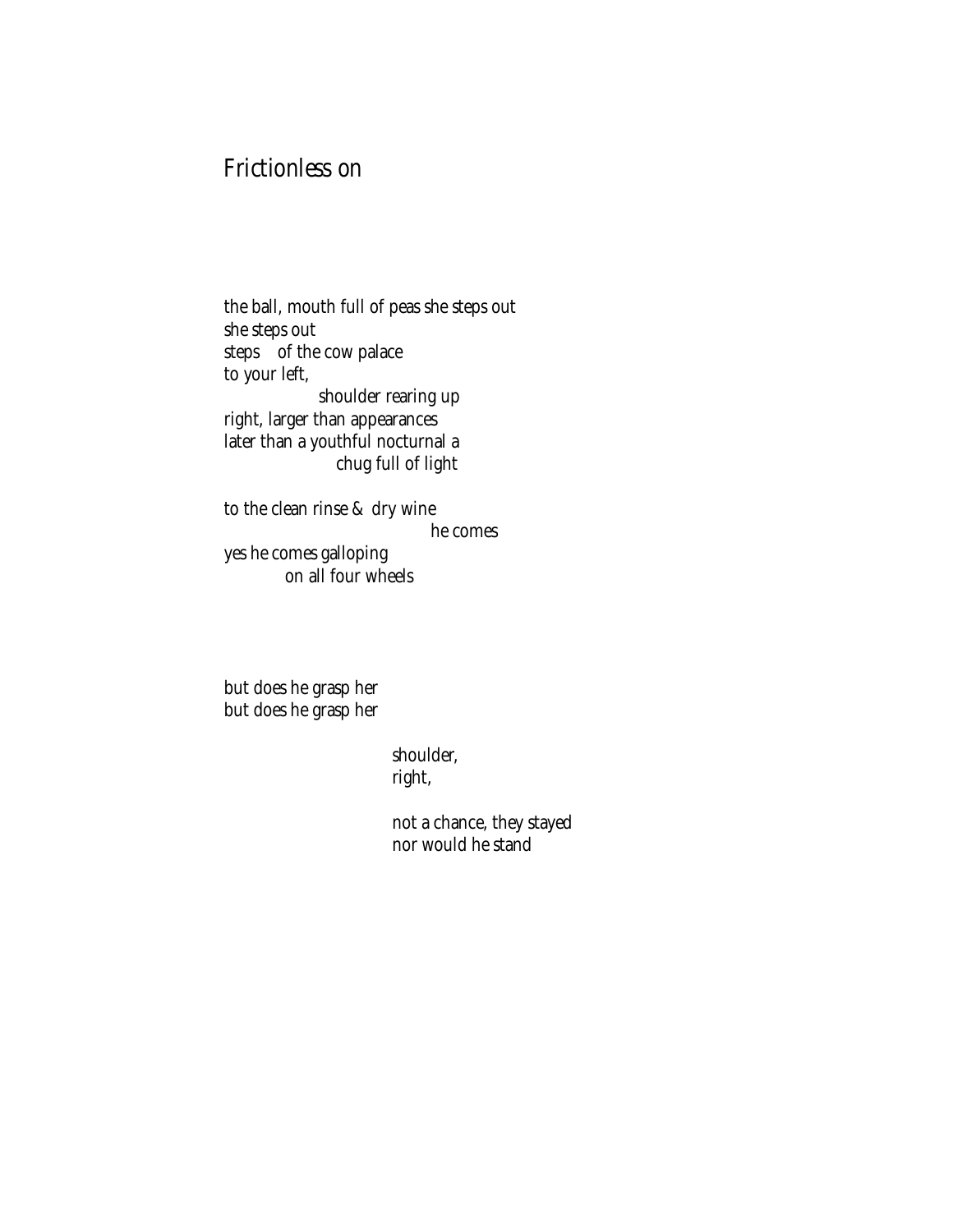# Frictionless on

the ball, mouth full of peas she steps out
she steps out
steps&nbsp;&nbsp;&nbsp;&nbsp;of the cow palace
to your left,
&nbsp;&nbsp;&nbsp;&nbsp;&nbsp;&nbsp;&nbsp;&nbsp;&nbsp;&nbsp;&nbsp;&nbsp;&nbsp;&nbsp;&nbsp;&nbsp;&nbsp;&nbsp;&nbsp;&nbsp;shoulder rearing up
right, larger than appearances
later than a youthful nocturnal a
&nbsp;&nbsp;&nbsp;&nbsp;&nbsp;&nbsp;&nbsp;&nbsp;&nbsp;&nbsp;&nbsp;&nbsp;&nbsp;&nbsp;&nbsp;&nbsp;&nbsp;&nbsp;&nbsp;&nbsp;&nbsp;&nbsp;&nbsp;&nbsp;chug full of light

to the clean rinse & dry wine
&nbsp;&nbsp;&nbsp;&nbsp;&nbsp;&nbsp;&nbsp;&nbsp;&nbsp;&nbsp;&nbsp;&nbsp;&nbsp;&nbsp;&nbsp;&nbsp;&nbsp;&nbsp;&nbsp;&nbsp;&nbsp;&nbsp;&nbsp;&nbsp;&nbsp;&nbsp;&nbsp;&nbsp;&nbsp;&nbsp;&nbsp;&nbsp;&nbsp;&nbsp;&nbsp;&nbsp;&nbsp;&nbsp;&nbsp;&nbsp;&nbsp;&nbsp;&nbsp;&nbsp;he comes
yes he comes galloping
&nbsp;&nbsp;&nbsp;&nbsp;&nbsp;&nbsp;&nbsp;&nbsp;&nbsp;&nbsp;&nbsp;&nbsp;on all four wheels

but does he grasp her
but does he grasp her

&nbsp;&nbsp;&nbsp;&nbsp;&nbsp;&nbsp;&nbsp;&nbsp;&nbsp;&nbsp;&nbsp;&nbsp;&nbsp;&nbsp;&nbsp;&nbsp;&nbsp;&nbsp;&nbsp;&nbsp;&nbsp;&nbsp;&nbsp;&nbsp;&nbsp;&nbsp;&nbsp;&nbsp;&nbsp;&nbsp;&nbsp;&nbsp;&nbsp;&nbsp;&nbsp;&nbsp;shoulder,
&nbsp;&nbsp;&nbsp;&nbsp;&nbsp;&nbsp;&nbsp;&nbsp;&nbsp;&nbsp;&nbsp;&nbsp;&nbsp;&nbsp;&nbsp;&nbsp;&nbsp;&nbsp;&nbsp;&nbsp;&nbsp;&nbsp;&nbsp;&nbsp;&nbsp;&nbsp;&nbsp;&nbsp;&nbsp;&nbsp;&nbsp;&nbsp;&nbsp;&nbsp;&nbsp;&nbsp;right,

&nbsp;&nbsp;&nbsp;&nbsp;&nbsp;&nbsp;&nbsp;&nbsp;&nbsp;&nbsp;&nbsp;&nbsp;&nbsp;&nbsp;&nbsp;&nbsp;&nbsp;&nbsp;&nbsp;&nbsp;&nbsp;&nbsp;&nbsp;&nbsp;&nbsp;&nbsp;&nbsp;&nbsp;&nbsp;&nbsp;&nbsp;&nbsp;&nbsp;&nbsp;&nbsp;&nbsp;not a chance, they stayed
&nbsp;&nbsp;&nbsp;&nbsp;&nbsp;&nbsp;&nbsp;&nbsp;&nbsp;&nbsp;&nbsp;&nbsp;&nbsp;&nbsp;&nbsp;&nbsp;&nbsp;&nbsp;&nbsp;&nbsp;&nbsp;&nbsp;&nbsp;&nbsp;&nbsp;&nbsp;&nbsp;&nbsp;&nbsp;&nbsp;&nbsp;&nbsp;&nbsp;&nbsp;&nbsp;&nbsp;nor would he stand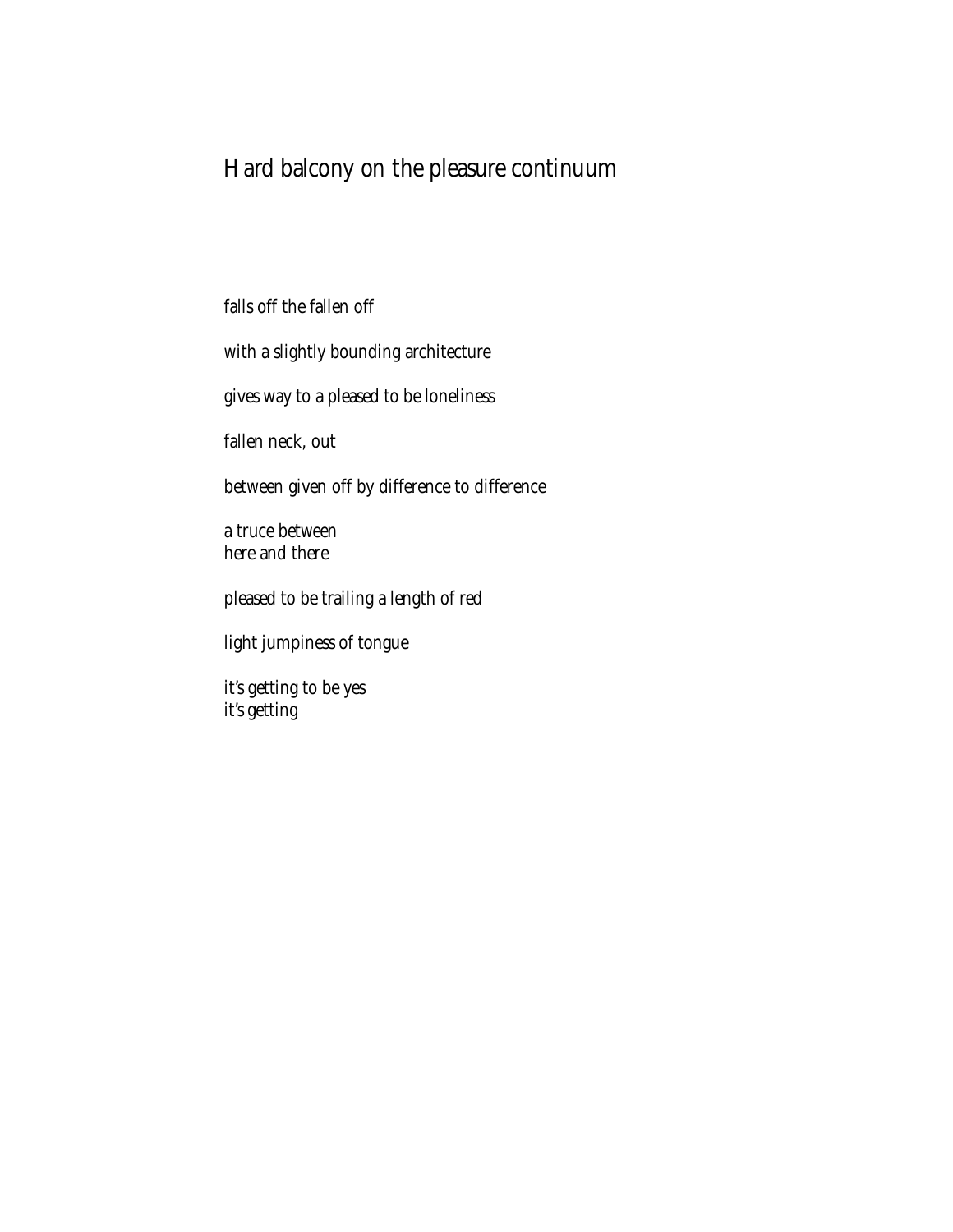# Hard balcony on the pleasure continuum

falls off the fallen off

with a slightly bounding architecture

gives way to a pleased to be loneliness

fallen neck, out

between given off by difference to difference

a truce between  
here and there

pleased to be trailing a length of red

light jumpiness of tongue

it's getting to be yes  
it's getting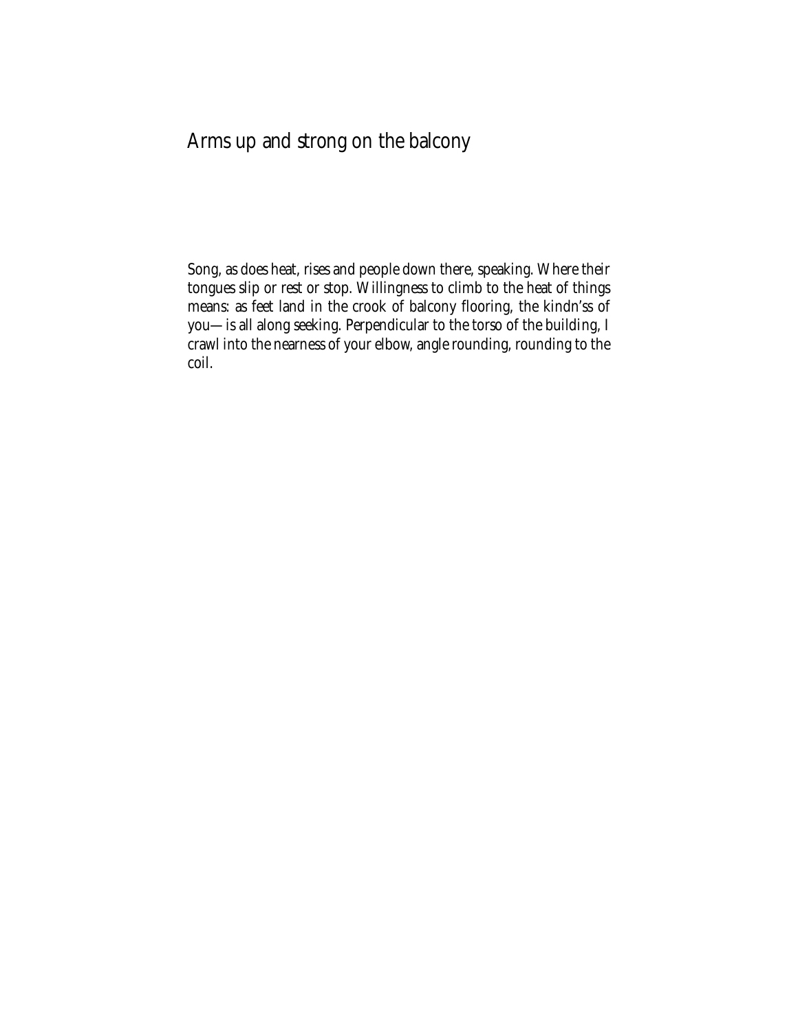# Arms up and strong on the balcony

Song, as does heat, rises and people down there, speaking. Where their tongues slip or rest or stop. Willingness to climb to the heat of things means: as feet land in the crook of balcony flooring, the kindn'ss of you—is all along seeking. Perpendicular to the torso of the building, I crawl into the nearness of your elbow, angle rounding, rounding to the coil.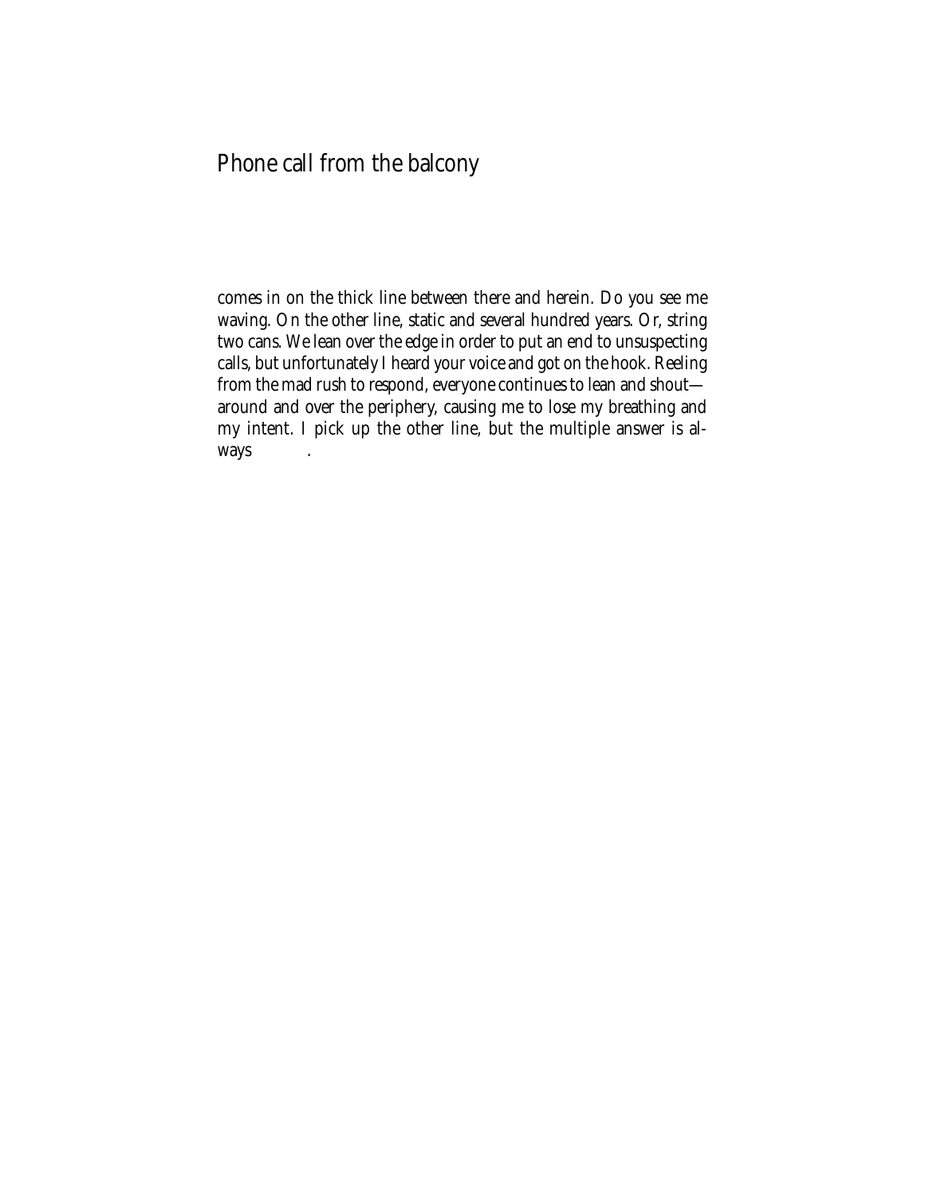# Phone call from the balcony

comes in on the thick line between there and herein. Do you see me waving. On the other line, static and several hundred years. Or, string two cans. We lean over the edge in order to put an end to unsuspecting calls, but unfortunately I heard your voice and got on the hook. Reeling from the mad rush to respond, everyone continues to lean and shout—around and over the periphery, causing me to lose my breathing and my intent. I pick up the other line, but the multiple answer is always          .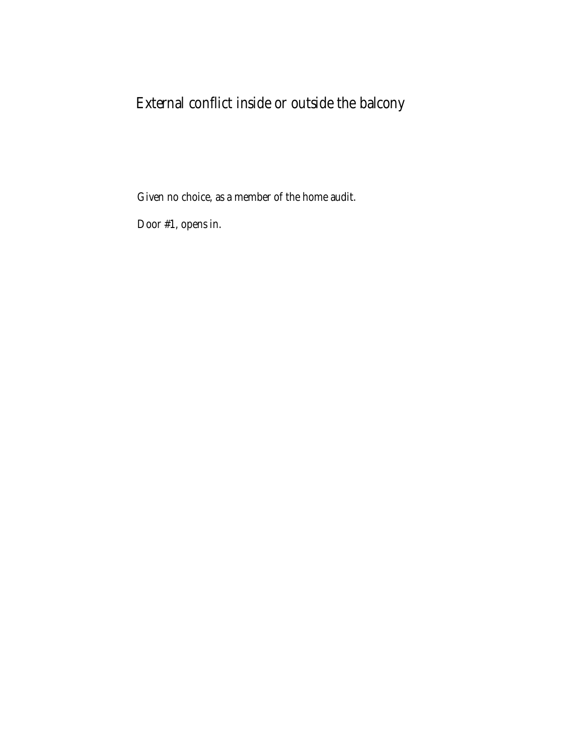# External conflict inside or outside the balcony

Given no choice, as a member of the home audit.

Door #1, opens in.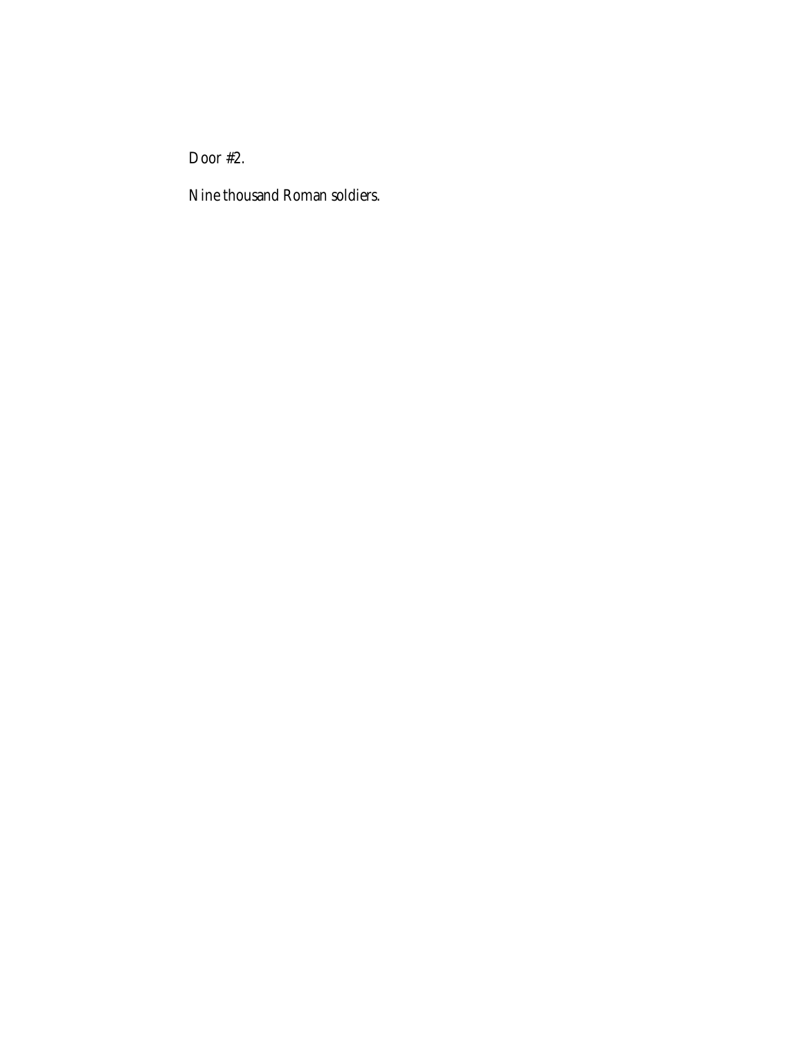Door #2.

Nine thousand Roman soldiers.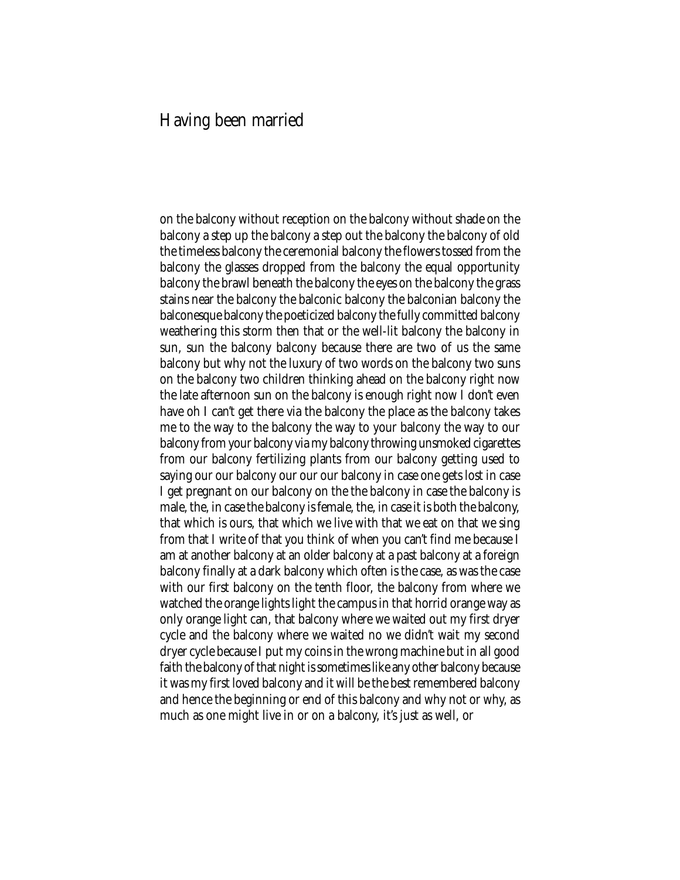# Having been married

on the balcony without reception on the balcony without shade on the balcony a step up the balcony a step out the balcony the balcony of old the timeless balcony the ceremonial balcony the flowers tossed from the balcony the glasses dropped from the balcony the equal opportunity balcony the brawl beneath the balcony the eyes on the balcony the grass stains near the balcony the balconic balcony the balconian balcony the balconesque balcony the poeticized balcony the fully committed balcony weathering this storm then that or the well-lit balcony the balcony in sun, sun the balcony balcony because there are two of us the same balcony but why not the luxury of two words on the balcony two suns on the balcony two children thinking ahead on the balcony right now the late afternoon sun on the balcony is enough right now I don't even have oh I can't get there via the balcony the place as the balcony takes me to the way to the balcony the way to your balcony the way to our balcony from your balcony via my balcony throwing unsmoked cigarettes from our balcony fertilizing plants from our balcony getting used to saying our our balcony our our our balcony in case one gets lost in case I get pregnant on our balcony on the the balcony in case the balcony is male, the, in case the balcony is female, the, in case it is both the balcony, that which is ours, that which we live with that we eat on that we sing from that I write of that you think of when you can't find me because I am at another balcony at an older balcony at a past balcony at a foreign balcony finally at a dark balcony which often is the case, as was the case with our first balcony on the tenth floor, the balcony from where we watched the orange lights light the campus in that horrid orange way as only orange light can, that balcony where we waited out my first dryer cycle and the balcony where we waited no we didn't wait my second dryer cycle because I put my coins in the wrong machine but in all good faith the balcony of that night is sometimes like any other balcony because it was my first loved balcony and it will be the best remembered balcony and hence the beginning or end of this balcony and why not or why, as much as one might live in or on a balcony, it's just as well, or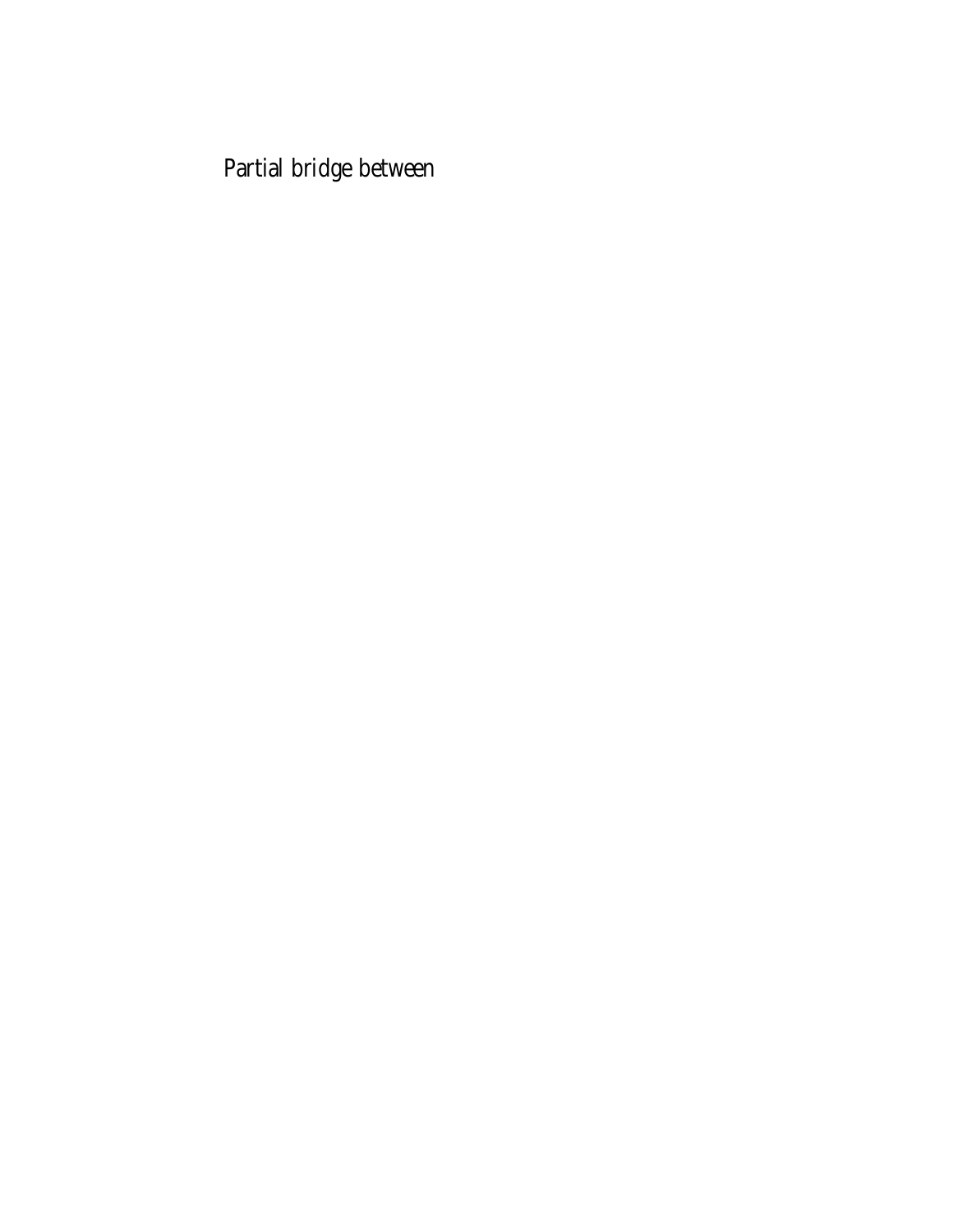Partial bridge between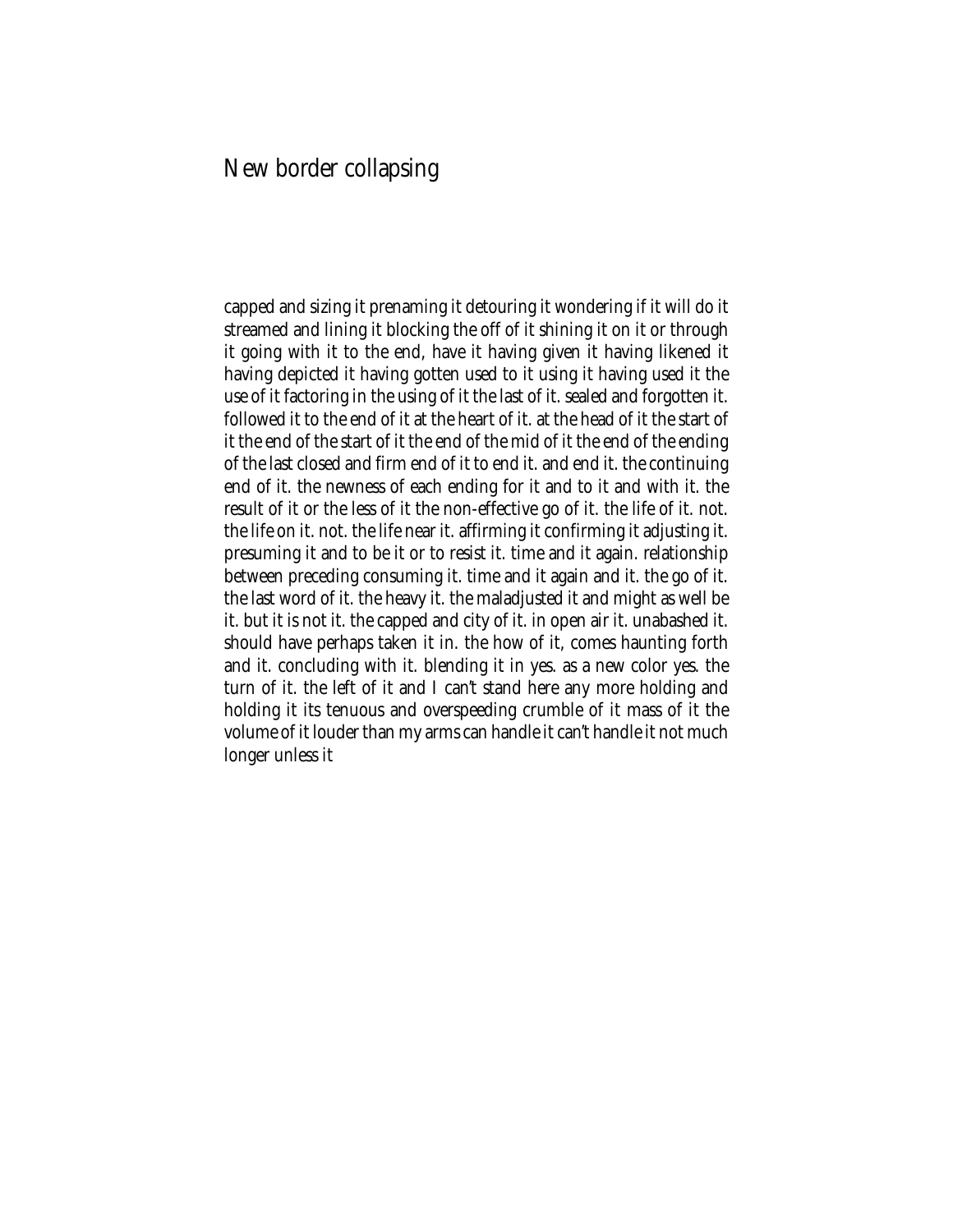# New border collapsing

capped and sizing it prenaming it detouring it wondering if it will do it streamed and lining it blocking the off of it shining it on it or through it going with it to the end, have it having given it having likened it having depicted it having gotten used to it using it having used it the use of it factoring in the using of it the last of it. sealed and forgotten it. followed it to the end of it at the heart of it. at the head of it the start of it the end of the start of it the end of the mid of it the end of the ending of the last closed and firm end of it to end it. and end it. the continuing end of it. the newness of each ending for it and to it and with it. the result of it or the less of it the non-effective go of it. the life of it. not. the life on it. not. the life near it. affirming it confirming it adjusting it. presuming it and to be it or to resist it. time and it again. relationship between preceding consuming it. time and it again and it. the go of it. the last word of it. the heavy it. the maladjusted it and might as well be it. but it is not it. the capped and city of it. in open air it. unabashed it. should have perhaps taken it in. the how of it, comes haunting forth and it. concluding with it. blending it in yes. as a new color yes. the turn of it. the left of it and I can't stand here any more holding and holding it its tenuous and overspeeding crumble of it mass of it the volume of it louder than my arms can handle it can't handle it not much longer unless it